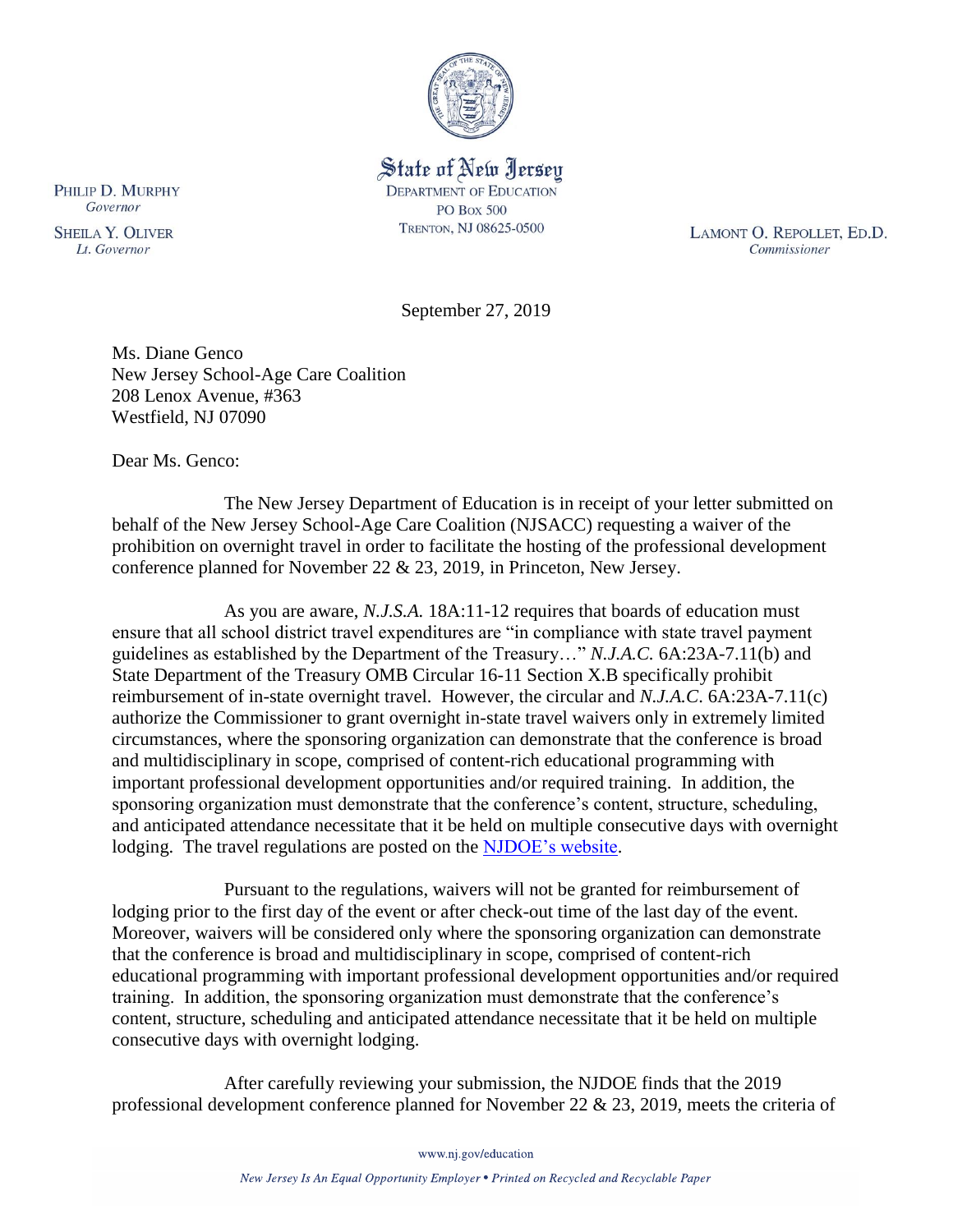State of New Jersey
DEPARTMENT OF EDUCATION
PO BOX 500
TRENTON, NJ 08625-0500

PHILIP D. MURPHY
*Governor*

SHEILA Y. OLIVER
*Lt. Governor*

LAMONT O. REPOLLET, ED.D.
*Commissioner*

September 27, 2019

Ms. Diane Genco
New Jersey School-Age Care Coalition
208 Lenox Avenue, #363
Westfield, NJ 07090

Dear Ms. Genco:

The New Jersey Department of Education is in receipt of your letter submitted on behalf of the New Jersey School-Age Care Coalition (NJSACC) requesting a waiver of the prohibition on overnight travel in order to facilitate the hosting of the professional development conference planned for November 22 & 23, 2019, in Princeton, New Jersey.

As you are aware, *N.J.S.A.* 18A:11-12 requires that boards of education must ensure that all school district travel expenditures are "in compliance with state travel payment guidelines as established by the Department of the Treasury…" *N.J.A.C.* 6A:23A-7.11(b) and State Department of the Treasury OMB Circular 16-11 Section X.B specifically prohibit reimbursement of in-state overnight travel. However, the circular and *N.J.A.C.* 6A:23A-7.11(c) authorize the Commissioner to grant overnight in-state travel waivers only in extremely limited circumstances, where the sponsoring organization can demonstrate that the conference is broad and multidisciplinary in scope, comprised of content-rich educational programming with important professional development opportunities and/or required training. In addition, the sponsoring organization must demonstrate that the conference's content, structure, scheduling, and anticipated attendance necessitate that it be held on multiple consecutive days with overnight lodging. The travel regulations are posted on the NJDOE's website.

Pursuant to the regulations, waivers will not be granted for reimbursement of lodging prior to the first day of the event or after check-out time of the last day of the event. Moreover, waivers will be considered only where the sponsoring organization can demonstrate that the conference is broad and multidisciplinary in scope, comprised of content-rich educational programming with important professional development opportunities and/or required training. In addition, the sponsoring organization must demonstrate that the conference's content, structure, scheduling and anticipated attendance necessitate that it be held on multiple consecutive days with overnight lodging.

After carefully reviewing your submission, the NJDOE finds that the 2019 professional development conference planned for November 22 & 23, 2019, meets the criteria of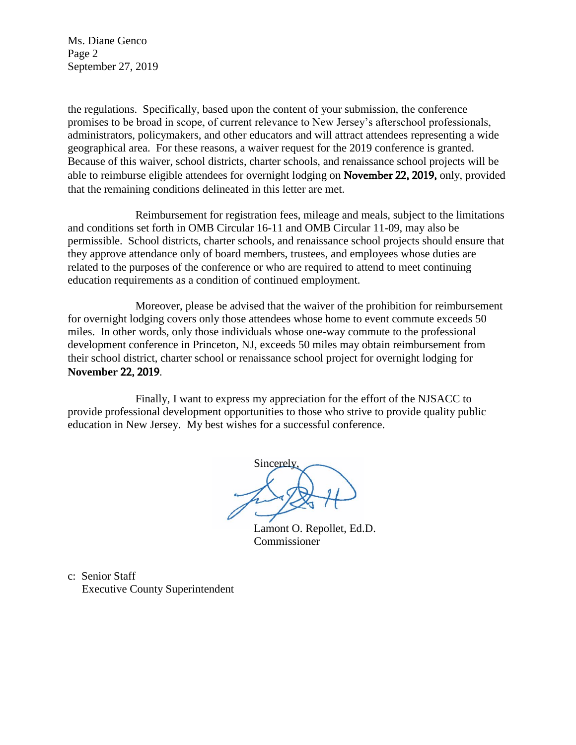Ms. Diane Genco
Page 2
September 27, 2019

the regulations. Specifically, based upon the content of your submission, the conference promises to be broad in scope, of current relevance to New Jersey's afterschool professionals, administrators, policymakers, and other educators and will attract attendees representing a wide geographical area. For these reasons, a waiver request for the 2019 conference is granted. Because of this waiver, school districts, charter schools, and renaissance school projects will be able to reimburse eligible attendees for overnight lodging on November 22, 2019, only, provided that the remaining conditions delineated in this letter are met.

Reimbursement for registration fees, mileage and meals, subject to the limitations and conditions set forth in OMB Circular 16-11 and OMB Circular 11-09, may also be permissible. School districts, charter schools, and renaissance school projects should ensure that they approve attendance only of board members, trustees, and employees whose duties are related to the purposes of the conference or who are required to attend to meet continuing education requirements as a condition of continued employment.

Moreover, please be advised that the waiver of the prohibition for reimbursement for overnight lodging covers only those attendees whose home to event commute exceeds 50 miles. In other words, only those individuals whose one-way commute to the professional development conference in Princeton, NJ, exceeds 50 miles may obtain reimbursement from their school district, charter school or renaissance school project for overnight lodging for **November 22, 2019**.

Finally, I want to express my appreciation for the effort of the NJSACC to provide professional development opportunities to those who strive to provide quality public education in New Jersey. My best wishes for a successful conference.

Sincerely,

Lamont O. Repollet, Ed.D.
Commissioner

c: Senior Staff
Executive County Superintendent